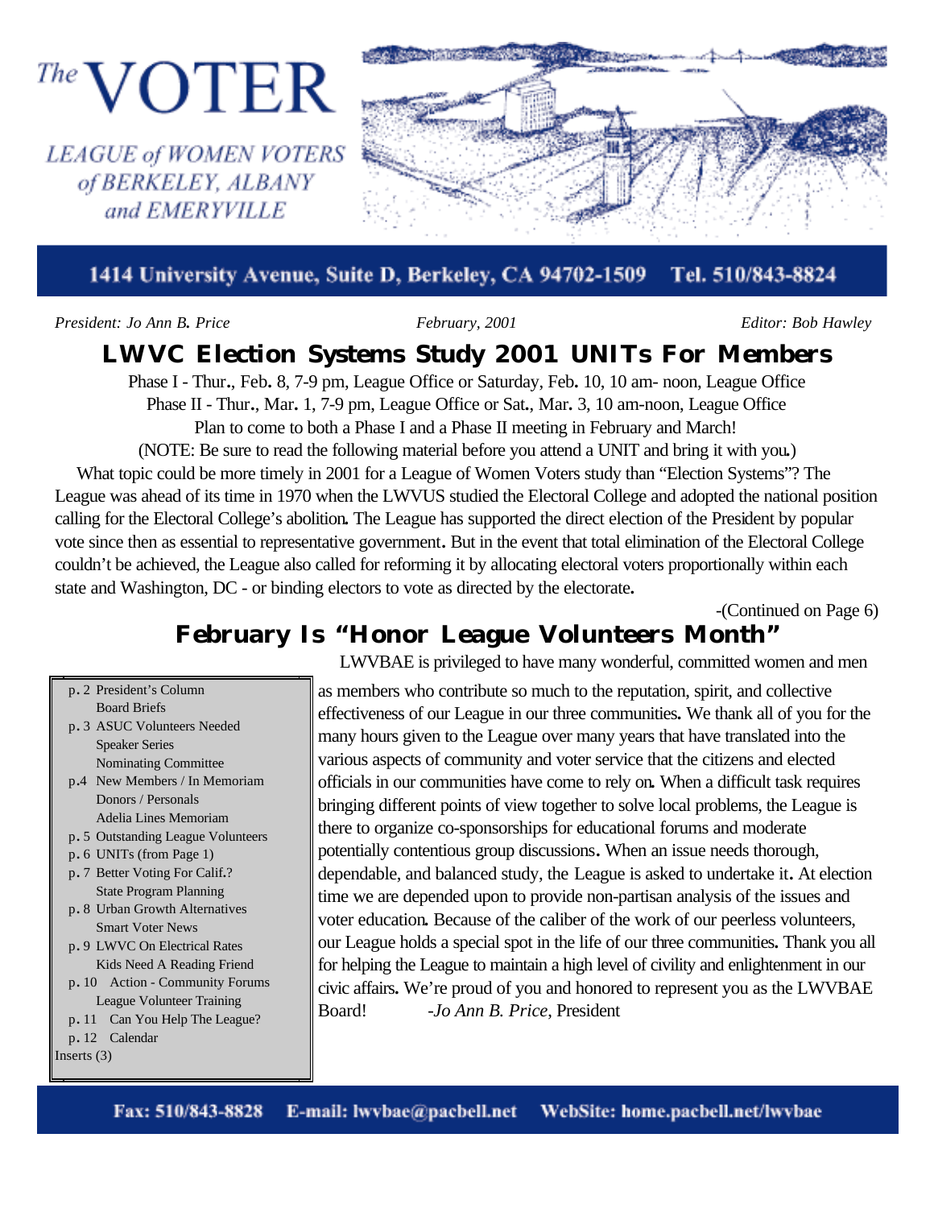# The VOTER

LEAGUE of WOMEN VOTERS of BERKELEY, ALBANY and EMERYVILLE

1414 University Avenue, Suite D, Berkeley, CA 94702-1509 Tel. 510/843-8824

*President: Jo Ann B. Price* *February, 2001* *Editor: Bob Hawley*

## LWVC Election Systems Study 2001 UNITs For Members

Phase I - Thur., Feb. 8, 7-9 pm, League Office or Saturday, Feb. 10, 10 am- noon, League Office
Phase II - Thur., Mar. 1, 7-9 pm, League Office or Sat., Mar. 3, 10 am-noon, League Office
Plan to come to both a Phase I and a Phase II meeting in February and March!
(NOTE: Be sure to read the following material before you attend a UNIT and bring it with you.)

What topic could be more timely in 2001 for a League of Women Voters study than "Election Systems"? The League was ahead of its time in 1970 when the LWVUS studied the Electoral College and adopted the national position calling for the Electoral College's abolition. The League has supported the direct election of the President by popular vote since then as essential to representative government. But in the event that total elimination of the Electoral College couldn't be achieved, the League also called for reforming it by allocating electoral voters proportionally within each state and Washington, DC - or binding electors to vote as directed by the electorate.

-(Continued on Page 6)

## February Is "Honor League Volunteers Month"

LWVBAE is privileged to have many wonderful, committed women and men as members who contribute so much to the reputation, spirit, and collective effectiveness of our League in our three communities. We thank all of you for the many hours given to the League over many years that have translated into the various aspects of community and voter service that the citizens and elected officials in our communities have come to rely on. When a difficult task requires bringing different points of view together to solve local problems, the League is there to organize co-sponsorships for educational forums and moderate potentially contentious group discussions. When an issue needs thorough, dependable, and balanced study, the League is asked to undertake it. At election time we are depended upon to provide non-partisan analysis of the issues and voter education. Because of the caliber of the work of our peerless volunteers, our League holds a special spot in the life of our three communities. Thank you all for helping the League to maintain a high level of civility and enlightenment in our civic affairs. We're proud of you and honored to represent you as the LWVBAE Board! -*Jo Ann B. Price*, President

- p. 2 President's Column
  - Board Briefs
- p. 3 ASUC Volunteers Needed
  - Speaker Series
  - Nominating Committee
- p. 4 New Members / In Memoriam
  - Donors / Personals
  - Adelia Lines Memoriam
- p. 5 Outstanding League Volunteers
- p. 6 UNITs (from Page 1)
- p. 7 Better Voting For Calif.?
  - State Program Planning
- p. 8 Urban Growth Alternatives
  - Smart Voter News
- p. 9 LWVC On Electrical Rates
  - Kids Need A Reading Friend
- p. 10 Action - Community Forums
  - League Volunteer Training
- p. 11 Can You Help The League?
- p. 12 Calendar

Inserts (3)

Fax: 510/843-8828 E-mail: lwvbae@pacbell.net WebSite: home.pacbell.net/lwvbae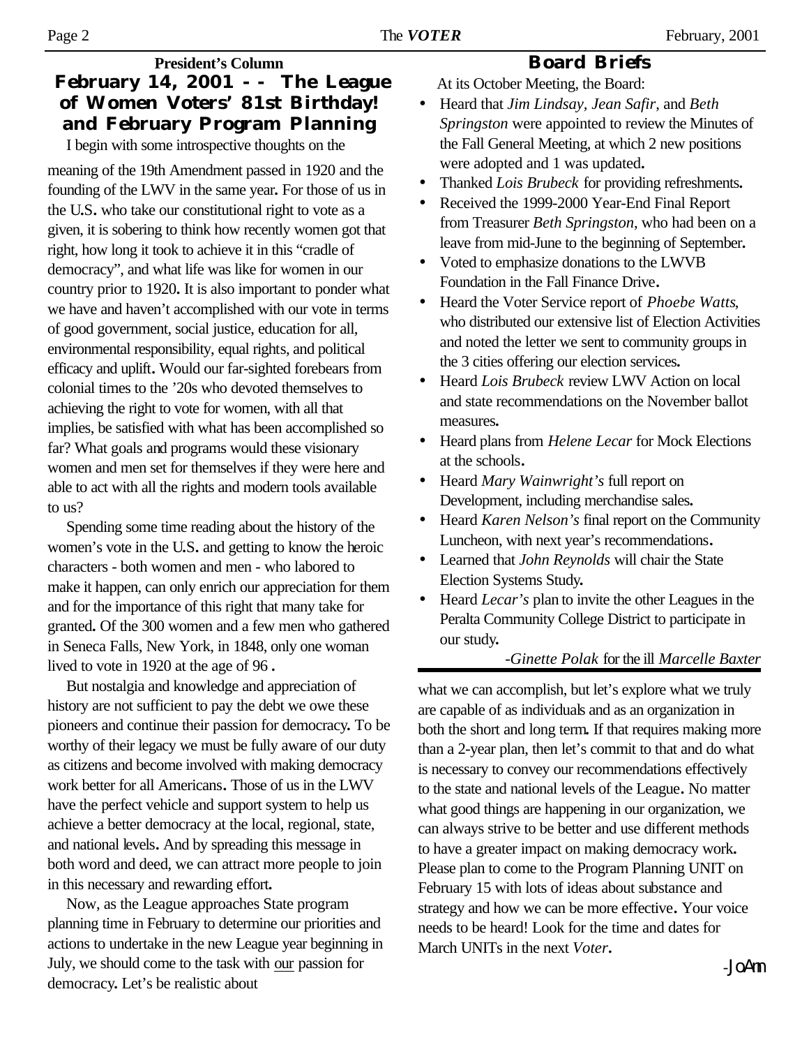**President's Column**

## February 14, 2001 -- The League of Women Voters' 81st Birthday! and February Program Planning

I begin with some introspective thoughts on the meaning of the 19th Amendment passed in 1920 and the founding of the LWV in the same year. For those of us in the U.S. who take our constitutional right to vote as a given, it is sobering to think how recently women got that right, how long it took to achieve it in this "cradle of democracy", and what life was like for women in our country prior to 1920. It is also important to ponder what we have and haven't accomplished with our vote in terms of good government, social justice, education for all, environmental responsibility, equal rights, and political efficacy and uplift. Would our far-sighted forebears from colonial times to the '20s who devoted themselves to achieving the right to vote for women, with all that implies, be satisfied with what has been accomplished so far? What goals and programs would these visionary women and men set for themselves if they were here and able to act with all the rights and modern tools available to us?

Spending some time reading about the history of the women's vote in the U.S. and getting to know the heroic characters - both women and men - who labored to make it happen, can only enrich our appreciation for them and for the importance of this right that many take for granted. Of the 300 women and a few men who gathered in Seneca Falls, New York, in 1848, only one woman lived to vote in 1920 at the age of 96 .

But nostalgia and knowledge and appreciation of history are not sufficient to pay the debt we owe these pioneers and continue their passion for democracy. To be worthy of their legacy we must be fully aware of our duty as citizens and become involved with making democracy work better for all Americans. Those of us in the LWV have the perfect vehicle and support system to help us achieve a better democracy at the local, regional, state, and national levels. And by spreading this message in both word and deed, we can attract more people to join in this necessary and rewarding effort.

Now, as the League approaches State program planning time in February to determine our priorities and actions to undertake in the new League year beginning in July, we should come to the task with <u>our</u> passion for democracy. Let's be realistic about what we can accomplish, but let's explore what we truly are capable of as individuals and as an organization in both the short and long term. If that requires making more than a 2-year plan, then let's commit to that and do what is necessary to convey our recommendations effectively to the state and national levels of the League. No matter what good things are happening in our organization, we can always strive to be better and use different methods to have a greater impact on making democracy work. Please plan to come to the Program Planning UNIT on February 15 with lots of ideas about substance and strategy and how we can be more effective. Your voice needs to be heard! Look for the time and dates for March UNITs in the next *Voter*.

-JoAnn

## Board Briefs

At its October Meeting, the Board:

- Heard that *Jim Lindsay*, *Jean Safir*, and *Beth Springston* were appointed to review the Minutes of the Fall General Meeting, at which 2 new positions were adopted and 1 was updated.
- Thanked *Lois Brubeck* for providing refreshments.
- Received the 1999-2000 Year-End Final Report from Treasurer *Beth Springston*, who had been on a leave from mid-June to the beginning of September.
- Voted to emphasize donations to the LWVB Foundation in the Fall Finance Drive.
- Heard the Voter Service report of *Phoebe Watts*, who distributed our extensive list of Election Activities and noted the letter we sent to community groups in the 3 cities offering our election services.
- Heard *Lois Brubeck* review LWV Action on local and state recommendations on the November ballot measures.
- Heard plans from *Helene Lecar* for Mock Elections at the schools.
- Heard *Mary Wainwright's* full report on Development, including merchandise sales.
- Heard *Karen Nelson's* final report on the Community Luncheon, with next year's recommendations.
- Learned that *John Reynolds* will chair the State Election Systems Study.
- Heard *Lecar's* plan to invite the other Leagues in the Peralta Community College District to participate in our study.

-*Ginette Polak* for the ill *Marcelle Baxter*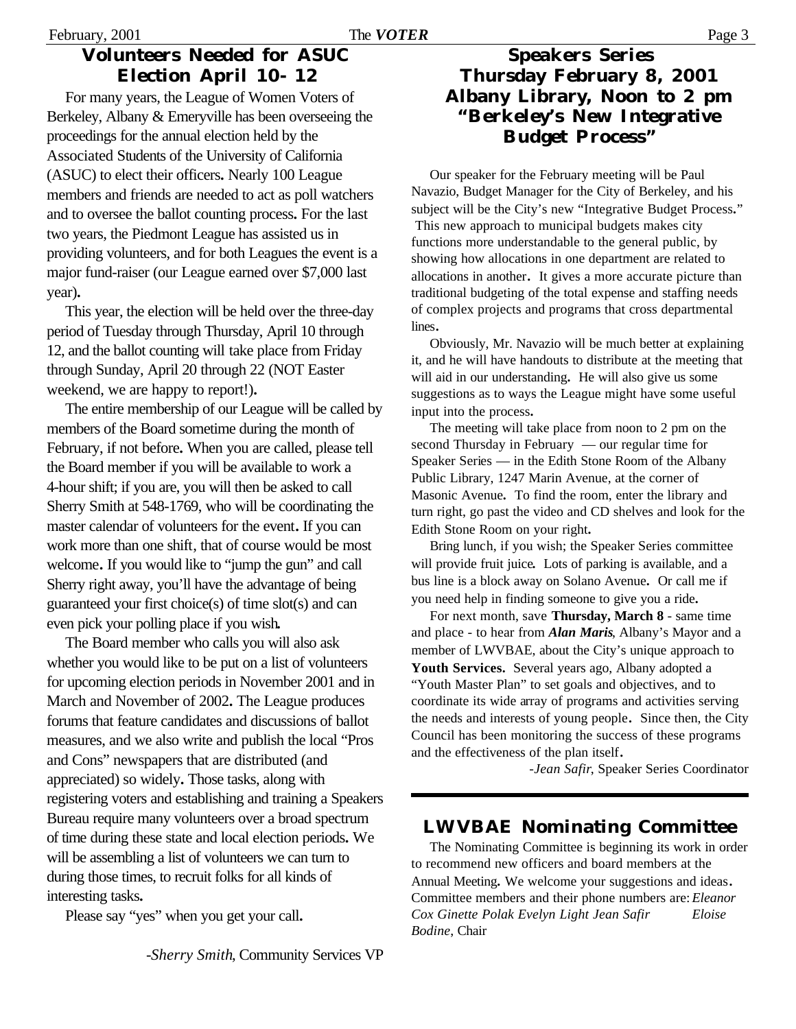## Volunteers Needed for ASUC Election April 10- 12

For many years, the League of Women Voters of Berkeley, Albany & Emeryville has been overseeing the proceedings for the annual election held by the Associated Students of the University of California (ASUC) to elect their officers. Nearly 100 League members and friends are needed to act as poll watchers and to oversee the ballot counting process. For the last two years, the Piedmont League has assisted us in providing volunteers, and for both Leagues the event is a major fund-raiser (our League earned over $7,000 last year).

This year, the election will be held over the three-day period of Tuesday through Thursday, April 10 through 12, and the ballot counting will take place from Friday through Sunday, April 20 through 22 (NOT Easter weekend, we are happy to report!).

The entire membership of our League will be called by members of the Board sometime during the month of February, if not before. When you are called, please tell the Board member if you will be available to work a 4-hour shift; if you are, you will then be asked to call Sherry Smith at 548-1769, who will be coordinating the master calendar of volunteers for the event. If you can work more than one shift, that of course would be most welcome. If you would like to "jump the gun" and call Sherry right away, you'll have the advantage of being guaranteed your first choice(s) of time slot(s) and can even pick your polling place if you wish.

The Board member who calls you will also ask whether you would like to be put on a list of volunteers for upcoming election periods in November 2001 and in March and November of 2002. The League produces forums that feature candidates and discussions of ballot measures, and we also write and publish the local "Pros and Cons" newspapers that are distributed (and appreciated) so widely. Those tasks, along with registering voters and establishing and training a Speakers Bureau require many volunteers over a broad spectrum of time during these state and local election periods. We will be assembling a list of volunteers we can turn to during those times, to recruit folks for all kinds of interesting tasks.

Please say "yes" when you get your call.

-*Sherry Smith*, Community Services VP

## Speakers Series Thursday February 8, 2001 Albany Library, Noon to 2 pm "Berkeley's New Integrative Budget Process"

Our speaker for the February meeting will be Paul Navazio, Budget Manager for the City of Berkeley, and his subject will be the City's new "Integrative Budget Process." This new approach to municipal budgets makes city functions more understandable to the general public, by showing how allocations in one department are related to allocations in another. It gives a more accurate picture than traditional budgeting of the total expense and staffing needs of complex projects and programs that cross departmental lines.

Obviously, Mr. Navazio will be much better at explaining it, and he will have handouts to distribute at the meeting that will aid in our understanding. He will also give us some suggestions as to ways the League might have some useful input into the process.

The meeting will take place from noon to 2 pm on the second Thursday in February — our regular time for Speaker Series — in the Edith Stone Room of the Albany Public Library, 1247 Marin Avenue, at the corner of Masonic Avenue. To find the room, enter the library and turn right, go past the video and CD shelves and look for the Edith Stone Room on your right.

Bring lunch, if you wish; the Speaker Series committee will provide fruit juice. Lots of parking is available, and a bus line is a block away on Solano Avenue. Or call me if you need help in finding someone to give you a ride.

For next month, save **Thursday, March 8** - same time and place - to hear from ***Alan Maris***, Albany's Mayor and a member of LWVBAE, about the City's unique approach to **Youth Services.** Several years ago, Albany adopted a "Youth Master Plan" to set goals and objectives, and to coordinate its wide array of programs and activities serving the needs and interests of young people. Since then, the City Council has been monitoring the success of these programs and the effectiveness of the plan itself.

-*Jean Safir*, Speaker Series Coordinator

## LWVBAE Nominating Committee

The Nominating Committee is beginning its work in order to recommend new officers and board members at the Annual Meeting. We welcome your suggestions and ideas. Committee members and their phone numbers are: *Eleanor Cox Ginette Polak Evelyn Light Jean Safir Eloise Bodine*, Chair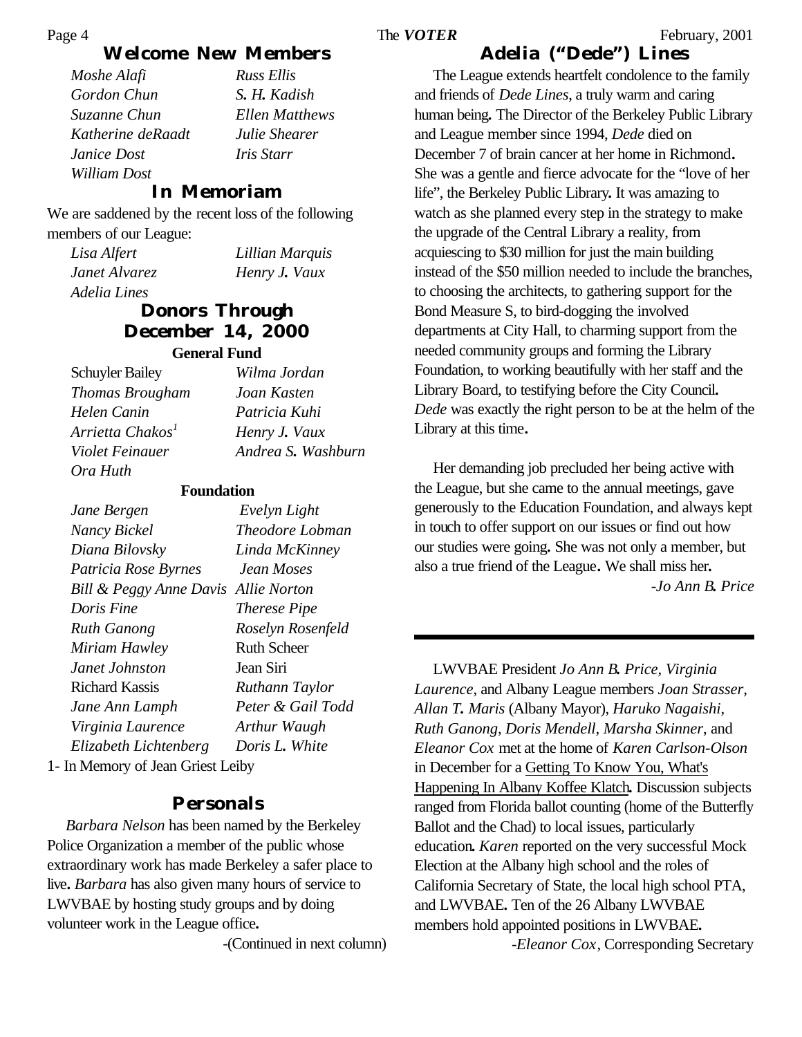## Welcome New Members

*Moshe Alafi*
*Gordon Chun*
*Suzanne Chun*
*Katherine deRaadt*
*Janice Dost*
*William Dost*
*Russ Ellis*
*S. H. Kadish*
*Ellen Matthews*
*Julie Shearer*
*Iris Starr*

## In Memoriam

We are saddened by the recent loss of the following members of our League:

*Lisa Alfert*
*Janet Alvarez*
*Adelia Lines*
*Lillian Marquis*
*Henry J. Vaux*

## Donors Through December 14, 2000

**General Fund**

Schuyler Bailey
*Thomas Brougham*
*Helen Canin*
*Arrietta Chakos*[1]
*Violet Feinauer*
*Ora Huth*
*Wilma Jordan*
*Joan Kasten*
*Patricia Kuhi*
*Henry J. Vaux*
*Andrea S. Washburn*

**Foundation**

*Jane Bergen*
*Nancy Bickel*
*Diana Bilovsky*
*Patricia Rose Byrnes*
*Bill & Peggy Anne Davis*
*Doris Fine*
*Ruth Ganong*
*Miriam Hawley*
*Janet Johnston*
Richard Kassis
*Jane Ann Lamph*
*Virginia Laurence*
*Elizabeth Lichtenberg*
*Evelyn Light*
*Theodore Lobman*
*Linda McKinney*
*Jean Moses*
*Allie Norton*
*Therese Pipe*
*Roselyn Rosenfeld*
Ruth Scheer
Jean Siri
*Ruthann Taylor*
*Peter & Gail Todd*
*Arthur Waugh*
*Doris L. White*

1- In Memory of Jean Griest Leiby

## Personals

*Barbara Nelson* has been named by the Berkeley Police Organization a member of the public whose extraordinary work has made Berkeley a safer place to live. *Barbara* has also given many hours of service to LWVBAE by hosting study groups and by doing volunteer work in the League office.

-(Continued in next column)

## Adelia ("Dede") Lines

The League extends heartfelt condolence to the family and friends of *Dede Lines*, a truly warm and caring human being. The Director of the Berkeley Public Library and League member since 1994, *Dede* died on December 7 of brain cancer at her home in Richmond. She was a gentle and fierce advocate for the "love of her life", the Berkeley Public Library. It was amazing to watch as she planned every step in the strategy to make the upgrade of the Central Library a reality, from acquiescing to $30 million for just the main building instead of the $50 million needed to include the branches, to choosing the architects, to gathering support for the Bond Measure S, to bird-dogging the involved departments at City Hall, to charming support from the needed community groups and forming the Library Foundation, to working beautifully with her staff and the Library Board, to testifying before the City Council. *Dede* was exactly the right person to be at the helm of the Library at this time.

Her demanding job precluded her being active with the League, but she came to the annual meetings, gave generously to the Education Foundation, and always kept in touch to offer support on our issues or find out how our studies were going. She was not only a member, but also a true friend of the League. We shall miss her.

*-Jo Ann B. Price*

---

LWVBAE President *Jo Ann B. Price*, *Virginia Laurence*, and Albany League members *Joan Strasser*, *Allan T. Maris* (Albany Mayor), *Haruko Nagaishi*, *Ruth Ganong*, *Doris Mendell*, *Marsha Skinner*, and *Eleanor Cox* met at the home of *Karen Carlson-Olson* in December for a Getting To Know You, What's Happening In Albany Koffee Klatch. Discussion subjects ranged from Florida ballot counting (home of the Butterfly Ballot and the Chad) to local issues, particularly education. *Karen* reported on the very successful Mock Election at the Albany high school and the roles of California Secretary of State, the local high school PTA, and LWVBAE. Ten of the 26 Albany LWVBAE members hold appointed positions in LWVBAE.

*-Eleanor Cox*, Corresponding Secretary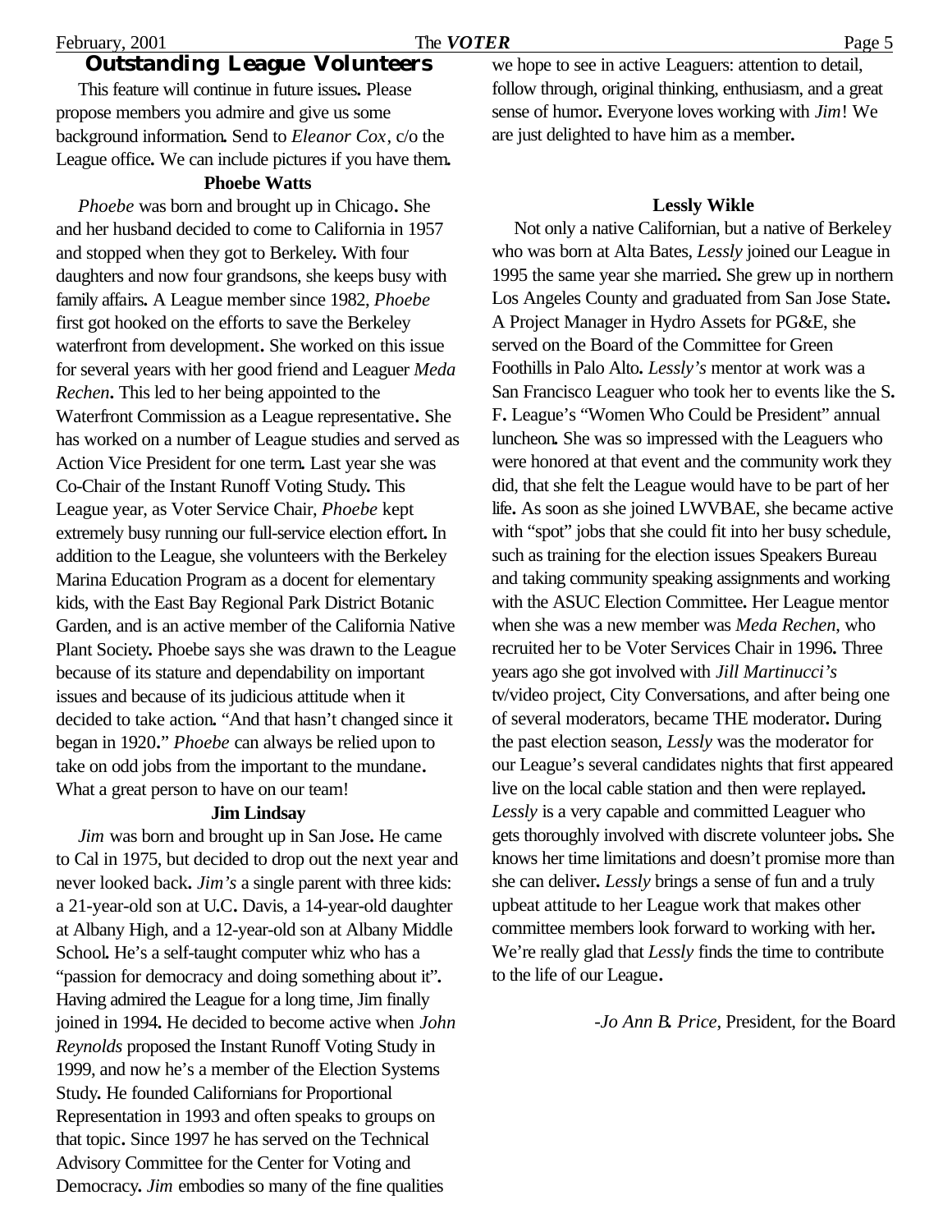## Outstanding League Volunteers

This feature will continue in future issues. Please propose members you admire and give us some background information. Send to *Eleanor Cox*, c/o the League office. We can include pictures if you have them.

### Phoebe Watts

*Phoebe* was born and brought up in Chicago. She and her husband decided to come to California in 1957 and stopped when they got to Berkeley. With four daughters and now four grandsons, she keeps busy with family affairs. A League member since 1982, *Phoebe* first got hooked on the efforts to save the Berkeley waterfront from development. She worked on this issue for several years with her good friend and Leaguer *Meda Rechen*. This led to her being appointed to the Waterfront Commission as a League representative. She has worked on a number of League studies and served as Action Vice President for one term. Last year she was Co-Chair of the Instant Runoff Voting Study. This League year, as Voter Service Chair, *Phoebe* kept extremely busy running our full-service election effort. In addition to the League, she volunteers with the Berkeley Marina Education Program as a docent for elementary kids, with the East Bay Regional Park District Botanic Garden, and is an active member of the California Native Plant Society. Phoebe says she was drawn to the League because of its stature and dependability on important issues and because of its judicious attitude when it decided to take action. "And that hasn't changed since it began in 1920." *Phoebe* can always be relied upon to take on odd jobs from the important to the mundane. What a great person to have on our team!

### Jim Lindsay

*Jim* was born and brought up in San Jose. He came to Cal in 1975, but decided to drop out the next year and never looked back. *Jim's* a single parent with three kids: a 21-year-old son at U.C. Davis, a 14-year-old daughter at Albany High, and a 12-year-old son at Albany Middle School. He's a self-taught computer whiz who has a "passion for democracy and doing something about it". Having admired the League for a long time, Jim finally joined in 1994. He decided to become active when *John Reynolds* proposed the Instant Runoff Voting Study in 1999, and now he's a member of the Election Systems Study. He founded Californians for Proportional Representation in 1993 and often speaks to groups on that topic. Since 1997 he has served on the Technical Advisory Committee for the Center for Voting and Democracy. *Jim* embodies so many of the fine qualities we hope to see in active Leaguers: attention to detail, follow through, original thinking, enthusiasm, and a great sense of humor. Everyone loves working with *Jim*! We are just delighted to have him as a member.

### Lessly Wikle

Not only a native Californian, but a native of Berkeley who was born at Alta Bates, *Lessly* joined our League in 1995 the same year she married. She grew up in northern Los Angeles County and graduated from San Jose State. A Project Manager in Hydro Assets for PG&E, she served on the Board of the Committee for Green Foothills in Palo Alto. *Lessly's* mentor at work was a San Francisco Leaguer who took her to events like the S. F. League's "Women Who Could be President" annual luncheon. She was so impressed with the Leaguers who were honored at that event and the community work they did, that she felt the League would have to be part of her life. As soon as she joined LWVBAE, she became active with "spot" jobs that she could fit into her busy schedule, such as training for the election issues Speakers Bureau and taking community speaking assignments and working with the ASUC Election Committee. Her League mentor when she was a new member was *Meda Rechen*, who recruited her to be Voter Services Chair in 1996. Three years ago she got involved with *Jill Martinucci's* tv/video project, City Conversations, and after being one of several moderators, became THE moderator. During the past election season, *Lessly* was the moderator for our League's several candidates nights that first appeared live on the local cable station and then were replayed. *Lessly* is a very capable and committed Leaguer who gets thoroughly involved with discrete volunteer jobs. She knows her time limitations and doesn't promise more than she can deliver. *Lessly* brings a sense of fun and a truly upbeat attitude to her League work that makes other committee members look forward to working with her. We're really glad that *Lessly* finds the time to contribute to the life of our League.

-*Jo Ann B. Price*, President, for the Board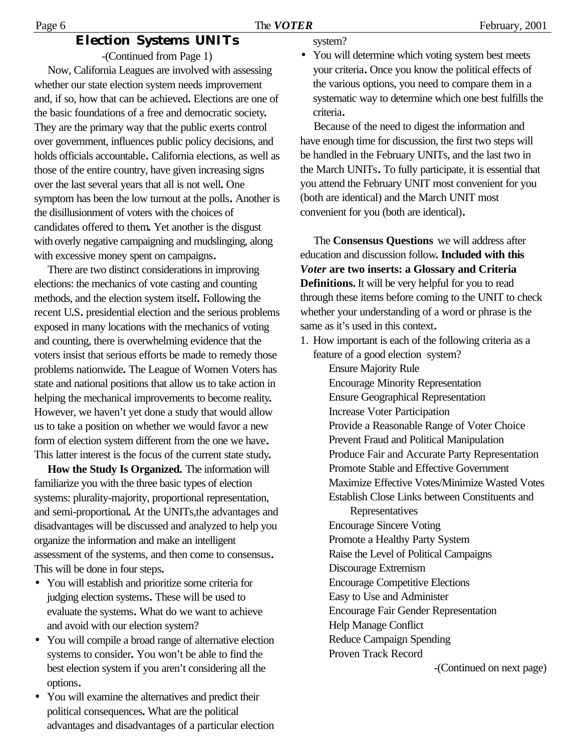## Election Systems UNITs

-(Continued from Page 1)

Now, California Leagues are involved with assessing whether our state election system needs improvement and, if so, how that can be achieved. Elections are one of the basic foundations of a free and democratic society. They are the primary way that the public exerts control over government, influences public policy decisions, and holds officials accountable. California elections, as well as those of the entire country, have given increasing signs over the last several years that all is not well. One symptom has been the low turnout at the polls. Another is the disillusionment of voters with the choices of candidates offered to them. Yet another is the disgust with overly negative campaigning and mudslinging, along with excessive money spent on campaigns.

There are two distinct considerations in improving elections: the mechanics of vote casting and counting methods, and the election system itself. Following the recent U.S. presidential election and the serious problems exposed in many locations with the mechanics of voting and counting, there is overwhelming evidence that the voters insist that serious efforts be made to remedy those problems nationwide. The League of Women Voters has state and national positions that allow us to take action in helping the mechanical improvements to become reality. However, we haven't yet done a study that would allow us to take a position on whether we would favor a new form of election system different from the one we have. This latter interest is the focus of the current state study.

**How the Study Is Organized.** The information will familiarize you with the three basic types of election systems: plurality-majority, proportional representation, and semi-proportional. At the UNITs,the advantages and disadvantages will be discussed and analyzed to help you organize the information and make an intelligent assessment of the systems, and then come to consensus. This will be done in four steps.

- You will establish and prioritize some criteria for judging election systems. These will be used to evaluate the systems. What do we want to achieve and avoid with our election system?
- You will compile a broad range of alternative election systems to consider. You won't be able to find the best election system if you aren't considering all the options.
- You will examine the alternatives and predict their political consequences. What are the political advantages and disadvantages of a particular election system?
- You will determine which voting system best meets your criteria. Once you know the political effects of the various options, you need to compare them in a systematic way to determine which one best fulfills the criteria.

Because of the need to digest the information and have enough time for discussion, the first two steps will be handled in the February UNITs, and the last two in the March UNITs. To fully participate, it is essential that you attend the February UNIT most convenient for you (both are identical) and the March UNIT most convenient for you (both are identical).

The **Consensus Questions** we will address after education and discussion follow. **Included with this *Voter* are two inserts: a Glossary and Criteria Definitions.** It will be very helpful for you to read through these items before coming to the UNIT to check whether your understanding of a word or phrase is the same as it's used in this context.

1. How important is each of the following criteria as a feature of a good election system?
   - Ensure Majority Rule
   - Encourage Minority Representation
   - Ensure Geographical Representation
   - Increase Voter Participation
   - Provide a Reasonable Range of Voter Choice
   - Prevent Fraud and Political Manipulation
   - Produce Fair and Accurate Party Representation
   - Promote Stable and Effective Government
   - Maximize Effective Votes/Minimize Wasted Votes
   - Establish Close Links between Constituents and Representatives
   - Encourage Sincere Voting
   - Promote a Healthy Party System
   - Raise the Level of Political Campaigns
   - Discourage Extremism
   - Encourage Competitive Elections
   - Easy to Use and Administer
   - Encourage Fair Gender Representation
   - Help Manage Conflict
   - Reduce Campaign Spending
   - Proven Track Record

-(Continued on next page)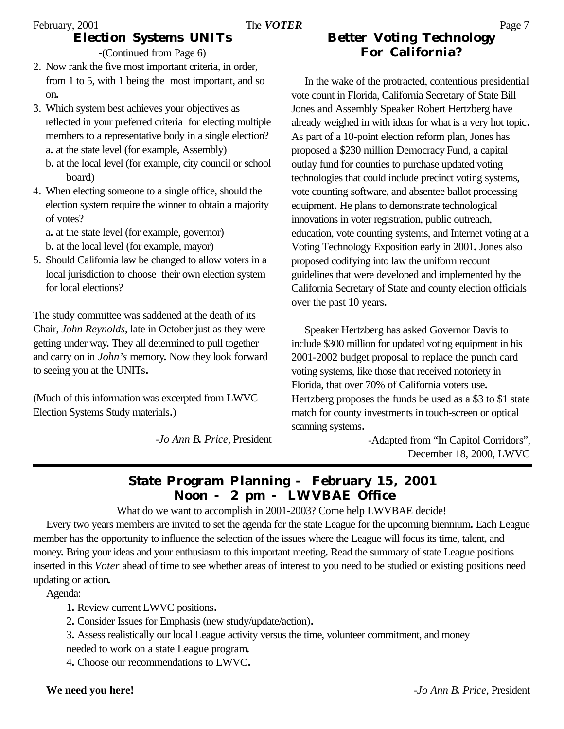## Election Systems UNITs

-(Continued from Page 6)

2. Now rank the five most important criteria, in order, from 1 to 5, with 1 being the most important, and so on.
3. Which system best achieves your objectives as reflected in your preferred criteria for electing multiple members to a representative body in a single election?
   a. at the state level (for example, Assembly)
   b. at the local level (for example, city council or school board)
4. When electing someone to a single office, should the election system require the winner to obtain a majority of votes?
   a. at the state level (for example, governor)
   b. at the local level (for example, mayor)
5. Should California law be changed to allow voters in a local jurisdiction to choose their own election system for local elections?

The study committee was saddened at the death of its Chair, *John Reynolds*, late in October just as they were getting under way. They all determined to pull together and carry on in *John's* memory. Now they look forward to seeing you at the UNITs.

(Much of this information was excerpted from LWVC Election Systems Study materials.)

-*Jo Ann B. Price*, President

## Better Voting Technology For California?

In the wake of the protracted, contentious presidential vote count in Florida, California Secretary of State Bill Jones and Assembly Speaker Robert Hertzberg have already weighed in with ideas for what is a very hot topic. As part of a 10-point election reform plan, Jones has proposed a $230 million Democracy Fund, a capital outlay fund for counties to purchase updated voting technologies that could include precinct voting systems, vote counting software, and absentee ballot processing equipment. He plans to demonstrate technological innovations in voter registration, public outreach, education, vote counting systems, and Internet voting at a Voting Technology Exposition early in 2001. Jones also proposed codifying into law the uniform recount guidelines that were developed and implemented by the California Secretary of State and county election officials over the past 10 years.

Speaker Hertzberg has asked Governor Davis to include $300 million for updated voting equipment in his 2001-2002 budget proposal to replace the punch card voting systems, like those that received notoriety in Florida, that over 70% of California voters use. Hertzberg proposes the funds be used as a $3 to $1 state match for county investments in touch-screen or optical scanning systems.

-Adapted from "In Capitol Corridors", December 18, 2000, LWVC

## State Program Planning - February 15, 2001
## Noon - 2 pm - LWVBAE Office

What do we want to accomplish in 2001-2003? Come help LWVBAE decide!

Every two years members are invited to set the agenda for the state League for the upcoming biennium. Each League member has the opportunity to influence the selection of the issues where the League will focus its time, talent, and money. Bring your ideas and your enthusiasm to this important meeting. Read the summary of state League positions inserted in this *Voter* ahead of time to see whether areas of interest to you need to be studied or existing positions need updating or action.

Agenda:

1. Review current LWVC positions.
2. Consider Issues for Emphasis (new study/update/action).
3. Assess realistically our local League activity versus the time, volunteer commitment, and money needed to work on a state League program.
4. Choose our recommendations to LWVC.

**We need you here!**

-*Jo Ann B. Price*, President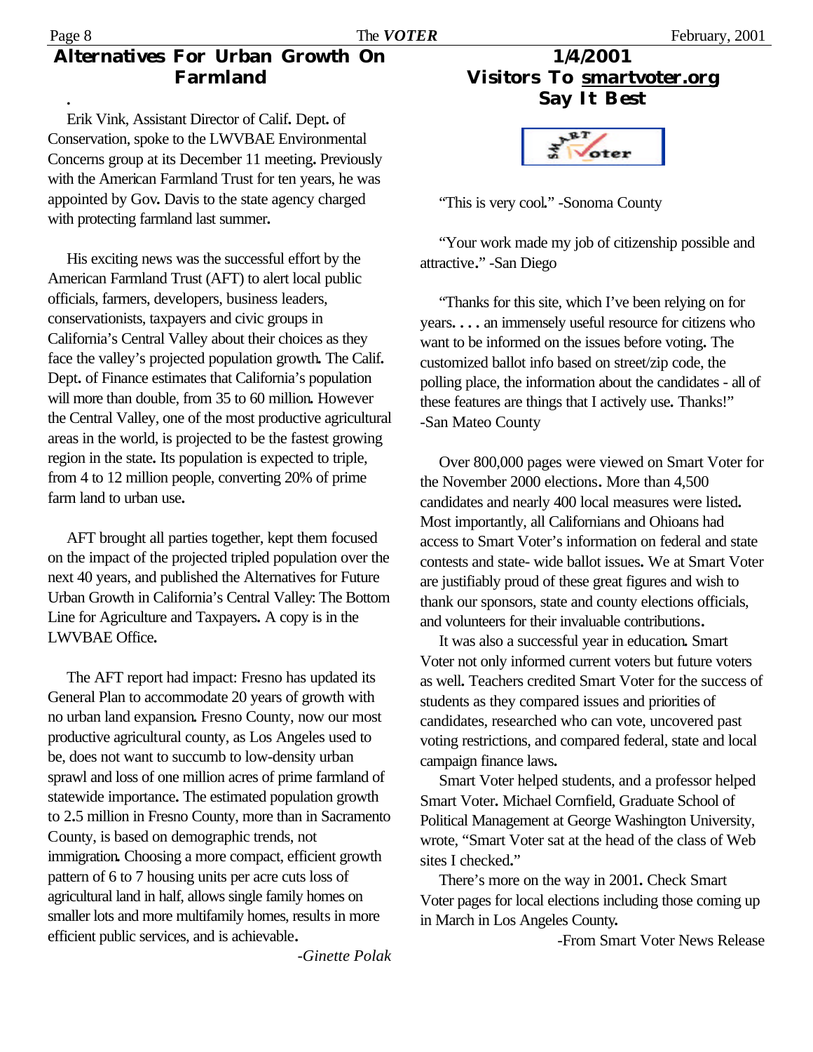## Alternatives For Urban Growth On Farmland

.

Erik Vink, Assistant Director of Calif. Dept. of Conservation, spoke to the LWVBAE Environmental Concerns group at its December 11 meeting. Previously with the American Farmland Trust for ten years, he was appointed by Gov. Davis to the state agency charged with protecting farmland last summer.

His exciting news was the successful effort by the American Farmland Trust (AFT) to alert local public officials, farmers, developers, business leaders, conservationists, taxpayers and civic groups in California's Central Valley about their choices as they face the valley's projected population growth. The Calif. Dept. of Finance estimates that California's population will more than double, from 35 to 60 million. However the Central Valley, one of the most productive agricultural areas in the world, is projected to be the fastest growing region in the state. Its population is expected to triple, from 4 to 12 million people, converting 20% of prime farm land to urban use.

AFT brought all parties together, kept them focused on the impact of the projected tripled population over the next 40 years, and published the Alternatives for Future Urban Growth in California's Central Valley: The Bottom Line for Agriculture and Taxpayers. A copy is in the LWVBAE Office.

The AFT report had impact: Fresno has updated its General Plan to accommodate 20 years of growth with no urban land expansion. Fresno County, now our most productive agricultural county, as Los Angeles used to be, does not want to succumb to low-density urban sprawl and loss of one million acres of prime farmland of statewide importance. The estimated population growth to 2.5 million in Fresno County, more than in Sacramento County, is based on demographic trends, not immigration. Choosing a more compact, efficient growth pattern of 6 to 7 housing units per acre cuts loss of agricultural land in half, allows single family homes on smaller lots and more multifamily homes, results in more efficient public services, and is achievable.

*-Ginette Polak*

## 1/4/2001 Visitors To smartvoter.org Say It Best

"This is very cool." -Sonoma County

"Your work made my job of citizenship possible and attractive." -San Diego

"Thanks for this site, which I've been relying on for years. . . . an immensely useful resource for citizens who want to be informed on the issues before voting. The customized ballot info based on street/zip code, the polling place, the information about the candidates - all of these features are things that I actively use. Thanks!" -San Mateo County

Over 800,000 pages were viewed on Smart Voter for the November 2000 elections. More than 4,500 candidates and nearly 400 local measures were listed. Most importantly, all Californians and Ohioans had access to Smart Voter's information on federal and state contests and state- wide ballot issues. We at Smart Voter are justifiably proud of these great figures and wish to thank our sponsors, state and county elections officials, and volunteers for their invaluable contributions.

It was also a successful year in education. Smart Voter not only informed current voters but future voters as well. Teachers credited Smart Voter for the success of students as they compared issues and priorities of candidates, researched who can vote, uncovered past voting restrictions, and compared federal, state and local campaign finance laws.

Smart Voter helped students, and a professor helped Smart Voter. Michael Cornfield, Graduate School of Political Management at George Washington University, wrote, "Smart Voter sat at the head of the class of Web sites I checked."

There's more on the way in 2001. Check Smart Voter pages for local elections including those coming up in March in Los Angeles County.

-From Smart Voter News Release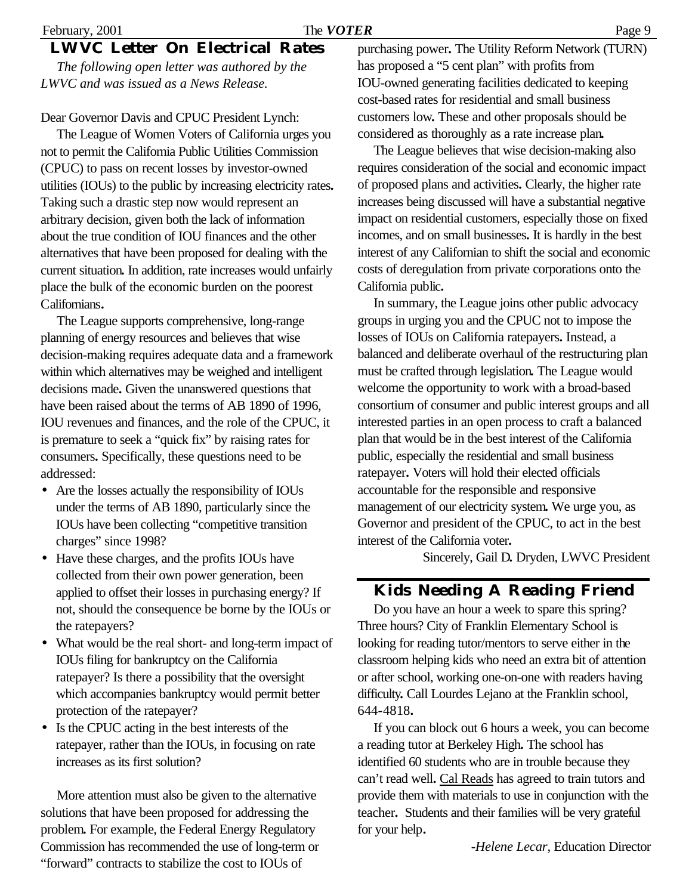## LWVC Letter On Electrical Rates

*The following open letter was authored by the LWVC and was issued as a News Release.*

Dear Governor Davis and CPUC President Lynch:

The League of Women Voters of California urges you not to permit the California Public Utilities Commission (CPUC) to pass on recent losses by investor-owned utilities (IOUs) to the public by increasing electricity rates. Taking such a drastic step now would represent an arbitrary decision, given both the lack of information about the true condition of IOU finances and the other alternatives that have been proposed for dealing with the current situation. In addition, rate increases would unfairly place the bulk of the economic burden on the poorest Californians.

The League supports comprehensive, long-range planning of energy resources and believes that wise decision-making requires adequate data and a framework within which alternatives may be weighed and intelligent decisions made. Given the unanswered questions that have been raised about the terms of AB 1890 of 1996, IOU revenues and finances, and the role of the CPUC, it is premature to seek a "quick fix" by raising rates for consumers. Specifically, these questions need to be addressed:

- Are the losses actually the responsibility of IOUs under the terms of AB 1890, particularly since the IOUs have been collecting "competitive transition charges" since 1998?
- Have these charges, and the profits IOUs have collected from their own power generation, been applied to offset their losses in purchasing energy? If not, should the consequence be borne by the IOUs or the ratepayers?
- What would be the real short- and long-term impact of IOUs filing for bankruptcy on the California ratepayer? Is there a possibility that the oversight which accompanies bankruptcy would permit better protection of the ratepayer?
- Is the CPUC acting in the best interests of the ratepayer, rather than the IOUs, in focusing on rate increases as its first solution?

More attention must also be given to the alternative solutions that have been proposed for addressing the problem. For example, the Federal Energy Regulatory Commission has recommended the use of long-term or "forward" contracts to stabilize the cost to IOUs of purchasing power. The Utility Reform Network (TURN) has proposed a "5 cent plan" with profits from IOU-owned generating facilities dedicated to keeping cost-based rates for residential and small business customers low. These and other proposals should be considered as thoroughly as a rate increase plan.

The League believes that wise decision-making also requires consideration of the social and economic impact of proposed plans and activities. Clearly, the higher rate increases being discussed will have a substantial negative impact on residential customers, especially those on fixed incomes, and on small businesses. It is hardly in the best interest of any Californian to shift the social and economic costs of deregulation from private corporations onto the California public.

In summary, the League joins other public advocacy groups in urging you and the CPUC not to impose the losses of IOUs on California ratepayers. Instead, a balanced and deliberate overhaul of the restructuring plan must be crafted through legislation. The League would welcome the opportunity to work with a broad-based consortium of consumer and public interest groups and all interested parties in an open process to craft a balanced plan that would be in the best interest of the California public, especially the residential and small business ratepayer. Voters will hold their elected officials accountable for the responsible and responsive management of our electricity system. We urge you, as Governor and president of the CPUC, to act in the best interest of the California voter.

Sincerely, Gail D. Dryden, LWVC President

## Kids Needing A Reading Friend

Do you have an hour a week to spare this spring? Three hours? City of Franklin Elementary School is looking for reading tutor/mentors to serve either in the classroom helping kids who need an extra bit of attention or after school, working one-on-one with readers having difficulty. Call Lourdes Lejano at the Franklin school, 644-4818.

If you can block out 6 hours a week, you can become a reading tutor at Berkeley High. The school has identified 60 students who are in trouble because they can't read well. Cal Reads has agreed to train tutors and provide them with materials to use in conjunction with the teacher. Students and their families will be very grateful for your help.

*-Helene Lecar*, Education Director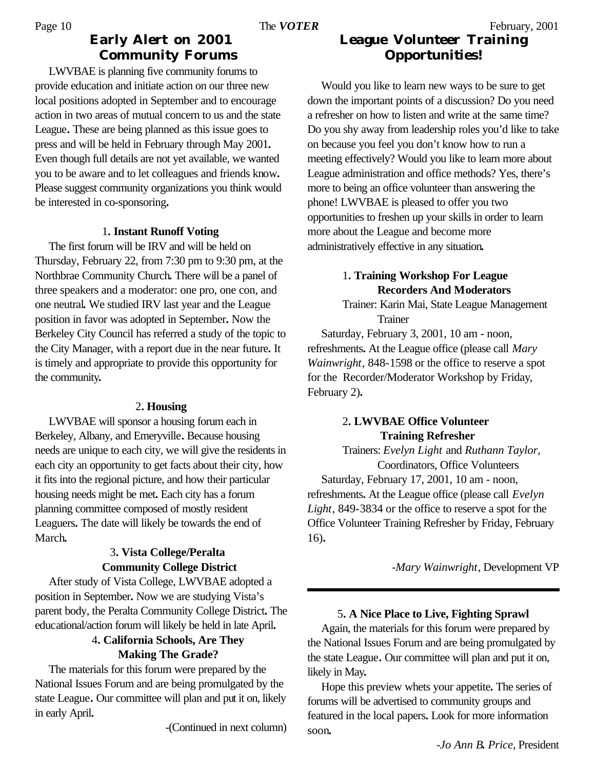## Early Alert on 2001 Community Forums

LWVBAE is planning five community forums to provide education and initiate action on our three new local positions adopted in September and to encourage action in two areas of mutual concern to us and the state League. These are being planned as this issue goes to press and will be held in February through May 2001. Even though full details are not yet available, we wanted you to be aware and to let colleagues and friends know. Please suggest community organizations you think would be interested in co-sponsoring.

**1. Instant Runoff Voting**

The first forum will be IRV and will be held on Thursday, February 22, from 7:30 pm to 9:30 pm, at the Northbrae Community Church. There will be a panel of three speakers and a moderator: one pro, one con, and one neutral. We studied IRV last year and the League position in favor was adopted in September. Now the Berkeley City Council has referred a study of the topic to the City Manager, with a report due in the near future. It is timely and appropriate to provide this opportunity for the community.

**2. Housing**

LWVBAE will sponsor a housing forum each in Berkeley, Albany, and Emeryville. Because housing needs are unique to each city, we will give the residents in each city an opportunity to get facts about their city, how it fits into the regional picture, and how their particular housing needs might be met. Each city has a forum planning committee composed of mostly resident Leaguers. The date will likely be towards the end of March.

**3. Vista College/Peralta Community College District**

After study of Vista College, LWVBAE adopted a position in September. Now we are studying Vista's parent body, the Peralta Community College District. The educational/action forum will likely be held in late April.

**4. California Schools, Are They Making The Grade?**

The materials for this forum were prepared by the National Issues Forum and are being promulgated by the state League. Our committee will plan and put it on, likely in early April.

**5. A Nice Place to Live, Fighting Sprawl**

Again, the materials for this forum were prepared by the National Issues Forum and are being promulgated by the state League. Our committee will plan and put it on, likely in May.

Hope this preview whets your appetite. The series of forums will be advertised to community groups and featured in the local papers. Look for more information soon.

*-Jo Ann B. Price*, President

## League Volunteer Training Opportunities!

Would you like to learn new ways to be sure to get down the important points of a discussion? Do you need a refresher on how to listen and write at the same time? Do you shy away from leadership roles you'd like to take on because you feel you don't know how to run a meeting effectively? Would you like to learn more about League administration and office methods? Yes, there's more to being an office volunteer than answering the phone! LWVBAE is pleased to offer you two opportunities to freshen up your skills in order to learn more about the League and become more administratively effective in any situation.

**1. Training Workshop For League Recorders And Moderators**

Trainer: Karin Mai, State League Management Trainer

Saturday, February 3, 2001, 10 am - noon, refreshments. At the League office (please call *Mary Wainwright*, 848-1598 or the office to reserve a spot for the Recorder/Moderator Workshop by Friday, February 2).

**2. LWVBAE Office Volunteer Training Refresher**

Trainers: *Evelyn Light* and *Ruthann Taylor*, Coordinators, Office Volunteers

Saturday, February 17, 2001, 10 am - noon, refreshments. At the League office (please call *Evelyn Light*, 849-3834 or the office to reserve a spot for the Office Volunteer Training Refresher by Friday, February 16).

*-Mary Wainwright*, Development VP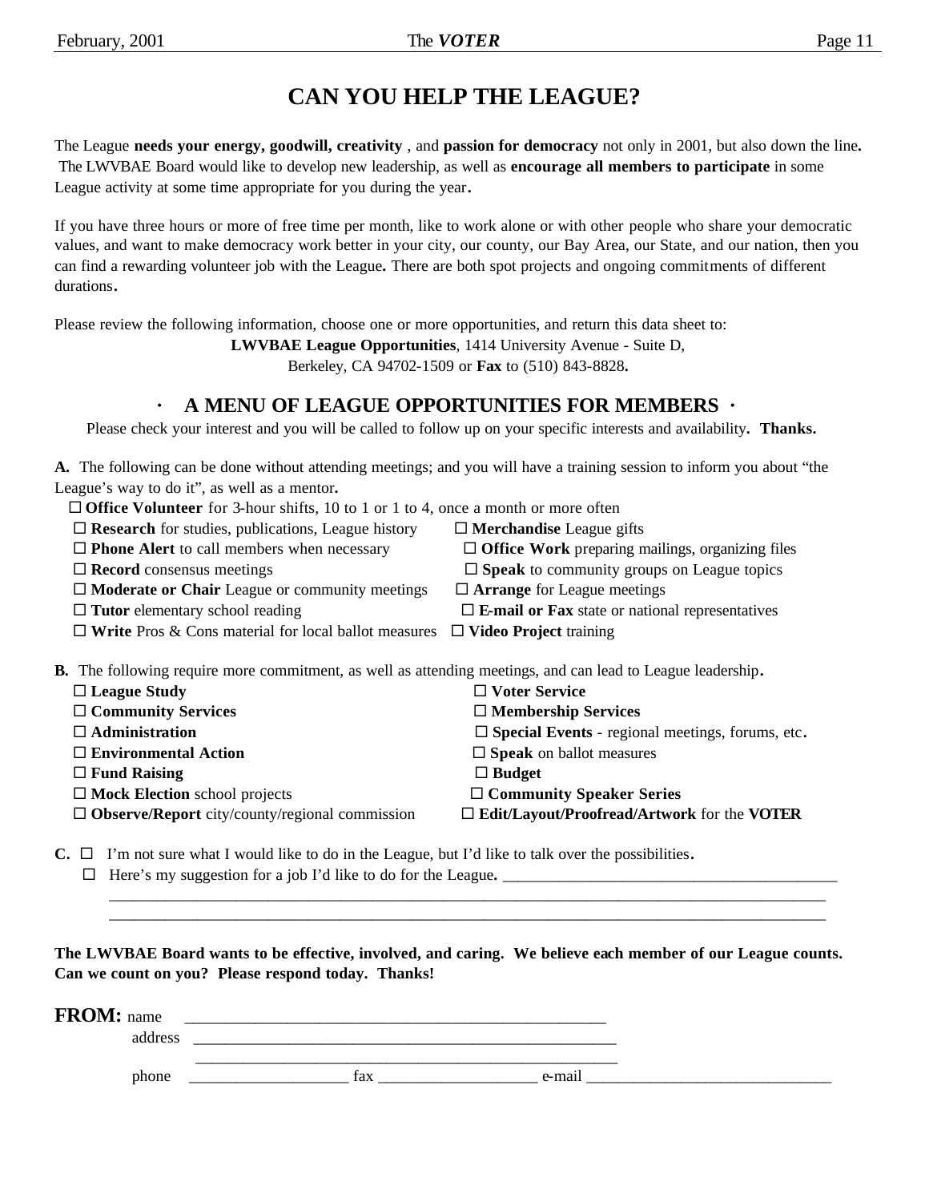# CAN YOU HELP THE LEAGUE?

The League **needs your energy, goodwill, creativity** , and **passion for democracy** not only in 2001, but also down the line**.** The LWVBAE Board would like to develop new leadership, as well as **encourage all members to participate** in some League activity at some time appropriate for you during the year**.**

If you have three hours or more of free time per month, like to work alone or with other people who share your democratic values, and want to make democracy work better in your city, our county, our Bay Area, our State, and our nation, then you can find a rewarding volunteer job with the League**.** There are both spot projects and ongoing commitments of different durations**.**

Please review the following information, choose one or more opportunities, and return this data sheet to:

**LWVBAE League Opportunities**, 1414 University Avenue - Suite D,
Berkeley, CA 94702-1509 or **Fax** to (510) 843-8828**.**

## · A MENU OF LEAGUE OPPORTUNITIES FOR MEMBERS ·

Please check your interest and you will be called to follow up on your specific interests and availability**. Thanks.**

**A.** The following can be done without attending meetings; and you will have a training session to inform you about "the League's way to do it", as well as a mentor**.**

- ☐ **Office Volunteer** for 3-hour shifts, 10 to 1 or 1 to 4, once a month or more often
- ☐ **Research** for studies, publications, League history
- ☐ **Merchandise** League gifts
- ☐ **Phone Alert** to call members when necessary
- ☐ **Office Work** preparing mailings, organizing files
- ☐ **Record** consensus meetings
- ☐ **Speak** to community groups on League topics
- ☐ **Moderate or Chair** League or community meetings
- ☐ **Arrange** for League meetings
- ☐ **Tutor** elementary school reading
- ☐ **E-mail or Fax** state or national representatives
- ☐ **Write** Pros & Cons material for local ballot measures
- ☐ **Video Project** training

**B.** The following require more commitment, as well as attending meetings, and can lead to League leadership**.**

- ☐ **League Study**
- ☐ **Voter Service**
- ☐ **Community Services**
- ☐ **Membership Services**
- ☐ **Administration**
- ☐ **Special Events** - regional meetings, forums, etc**.**
- ☐ **Environmental Action**
- ☐ **Speak** on ballot measures
- ☐ **Fund Raising**
- ☐ **Budget**
- ☐ **Mock Election** school projects
- ☐ **Community Speaker Series**
- ☐ **Observe/Report** city/county/regional commission
- ☐ **Edit/Layout/Proofread/Artwork** for the **VOTER**

**C.** ☐ I'm not sure what I would like to do in the League, but I'd like to talk over the possibilities**.**

☐ Here's my suggestion for a job I'd like to do for the League**.** ________________________________________
________________________________________________________________________________________
________________________________________________________________________________________

**The LWVBAE Board wants to be effective, involved, and caring. We believe each member of our League counts. Can we count on you? Please respond today. Thanks!**

**FROM:** name ____________________________________________________

address ____________________________________________________
____________________________________________________

phone ___________________ fax ___________________ e-mail ______________________________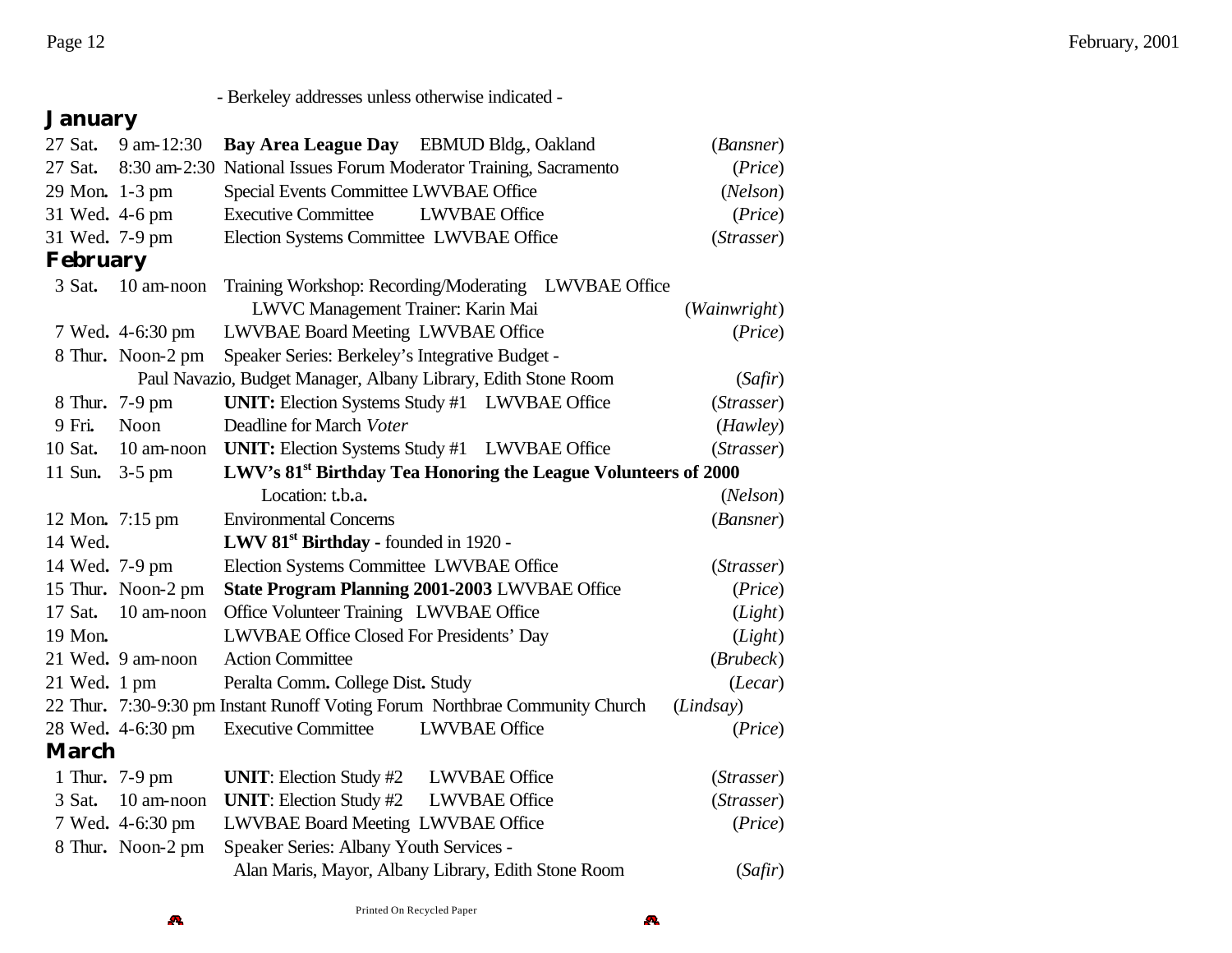- Berkeley addresses unless otherwise indicated -

## January

| | | | |
|---|---|---|---|
| 27 Sat. | 9 am-12:30 | **Bay Area League Day** EBMUD Bldg., Oakland | (*Bansner*) |
| 27 Sat. | 8:30 am-2:30 | National Issues Forum Moderator Training, Sacramento | (*Price*) |
| 29 Mon. | 1-3 pm | Special Events Committee LWVBAE Office | (*Nelson*) |
| 31 Wed. | 4-6 pm | Executive Committee LWVBAE Office | (*Price*) |
| 31 Wed. | 7-9 pm | Election Systems Committee LWVBAE Office | (*Strasser*) |

## February

| | | | |
|---|---|---|---|
| 3 Sat. | 10 am-noon | Training Workshop: Recording/Moderating LWVBAE Office LWVC Management Trainer: Karin Mai | (*Wainwright*) |
| 7 Wed. | 4-6:30 pm | LWVBAE Board Meeting LWVBAE Office | (*Price*) |
| 8 Thur. | Noon-2 pm | Speaker Series: Berkeley's Integrative Budget - Paul Navazio, Budget Manager, Albany Library, Edith Stone Room | (*Safir*) |
| 8 Thur. | 7-9 pm | **UNIT:** Election Systems Study #1 LWVBAE Office | (*Strasser*) |
| 9 Fri. | Noon | Deadline for March *Voter* | (*Hawley*) |
| 10 Sat. | 10 am-noon | **UNIT:** Election Systems Study #1 LWVBAE Office | (*Strasser*) |
| 11 Sun. | 3-5 pm | **LWV's 81st Birthday Tea Honoring the League Volunteers of 2000** Location: t.b.a. | (*Nelson*) |
| 12 Mon. | 7:15 pm | Environmental Concerns | (*Bansner*) |
| 14 Wed. | | **LWV 81st Birthday** - founded in 1920 - | |
| 14 Wed. | 7-9 pm | Election Systems Committee LWVBAE Office | (*Strasser*) |
| 15 Thur. | Noon-2 pm | **State Program Planning 2001-2003** LWVBAE Office | (*Price*) |
| 17 Sat. | 10 am-noon | Office Volunteer Training LWVBAE Office | (*Light*) |
| 19 Mon. | | LWVBAE Office Closed For Presidents' Day | (*Light*) |
| 21 Wed. | 9 am-noon | Action Committee | (*Brubeck*) |
| 21 Wed. | 1 pm | Peralta Comm. College Dist. Study | (*Lecar*) |
| 22 Thur. | 7:30-9:30 pm | Instant Runoff Voting Forum Northbrae Community Church | (*Lindsay*) |
| 28 Wed. | 4-6:30 pm | Executive Committee LWVBAE Office | (*Price*) |

## March

| | | | |
|---|---|---|---|
| 1 Thur. | 7-9 pm | **UNIT**: Election Study #2 LWVBAE Office | (*Strasser*) |
| 3 Sat. | 10 am-noon | **UNIT**: Election Study #2 LWVBAE Office | (*Strasser*) |
| 7 Wed. | 4-6:30 pm | LWVBAE Board Meeting LWVBAE Office | (*Price*) |
| 8 Thur. | Noon-2 pm | Speaker Series: Albany Youth Services - Alan Maris, Mayor, Albany Library, Edith Stone Room | (*Safir*) |

Printed On Recycled Paper